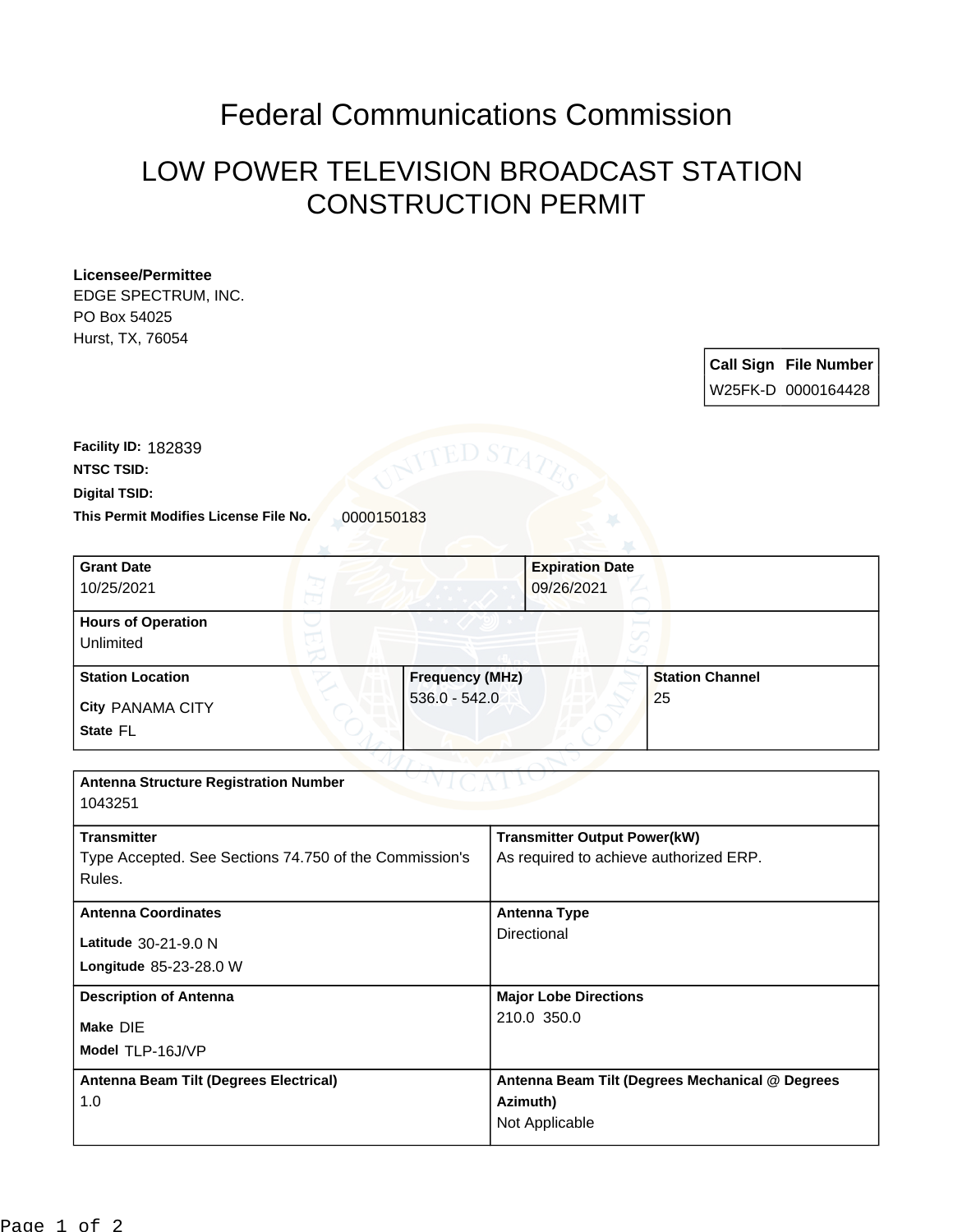# Federal Communications Commission

## LOW POWER TELEVISION BROADCAST STATION CONSTRUCTION PERMIT

**Licensee/Permittee**
EDGE SPECTRUM, INC.
PO Box 54025
Hurst, TX, 76054

| Call Sign | File Number |
|---|---|
| W25FK-D | 0000164428 |

**Facility ID:** 182839
**NTSC TSID:**
**Digital TSID:**
**This Permit Modifies License File No.** 0000150183

| **Grant Date** | **Expiration Date** |
|---|---|
| 10/25/2021 | 09/26/2021 |

**Hours of Operation**
Unlimited

| **Station Location** | **Frequency (MHz)** | **Station Channel** |
|---|---|---|
| City PANAMA CITY<br>State FL | 536.0 - 542.0 | 25 |

**Antenna Structure Registration Number**
1043251

| | |
|---|---|
| **Transmitter**<br>Type Accepted. See Sections 74.750 of the Commission's Rules. | **Transmitter Output Power(kW)**<br>As required to achieve authorized ERP. |
| **Antenna Coordinates**<br>Latitude 30-21-9.0 N<br>Longitude 85-23-28.0 W | **Antenna Type**<br>Directional |
| **Description of Antenna**<br>Make DIE<br>Model TLP-16J/VP | **Major Lobe Directions**<br>210.0 350.0 |
| **Antenna Beam Tilt (Degrees Electrical)**<br>1.0 | **Antenna Beam Tilt (Degrees Mechanical @ Degrees Azimuth)**<br>Not Applicable |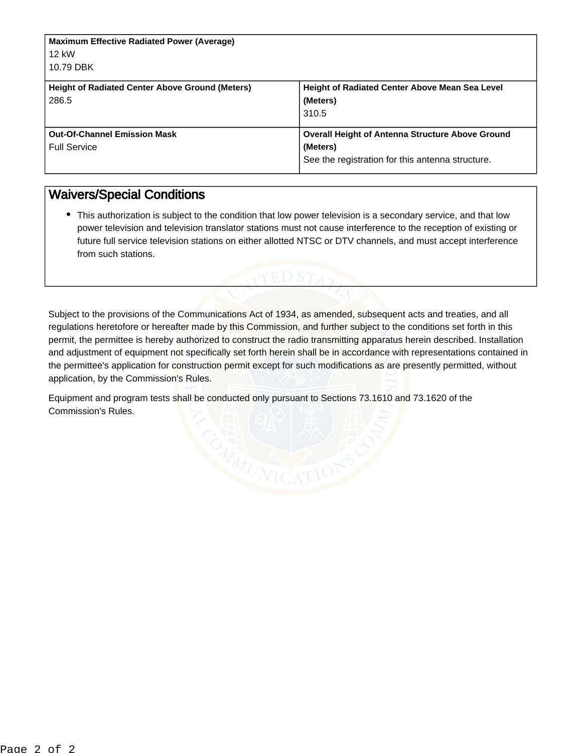| | |
|---|---|
| **Maximum Effective Radiated Power (Average)**<br>12 kW<br>10.79 DBK | |
| **Height of Radiated Center Above Ground (Meters)**<br>286.5 | **Height of Radiated Center Above Mean Sea Level (Meters)**<br>310.5 |
| **Out-Of-Channel Emission Mask**<br>Full Service | **Overall Height of Antenna Structure Above Ground (Meters)**<br>See the registration for this antenna structure. |

## Waivers/Special Conditions

- This authorization is subject to the condition that low power television is a secondary service, and that low power television and television translator stations must not cause interference to the reception of existing or future full service television stations on either allotted NTSC or DTV channels, and must accept interference from such stations.

Subject to the provisions of the Communications Act of 1934, as amended, subsequent acts and treaties, and all regulations heretofore or hereafter made by this Commission, and further subject to the conditions set forth in this permit, the permittee is hereby authorized to construct the radio transmitting apparatus herein described. Installation and adjustment of equipment not specifically set forth herein shall be in accordance with representations contained in the permittee's application for construction permit except for such modifications as are presently permitted, without application, by the Commission's Rules.

Equipment and program tests shall be conducted only pursuant to Sections 73.1610 and 73.1620 of the Commission's Rules.